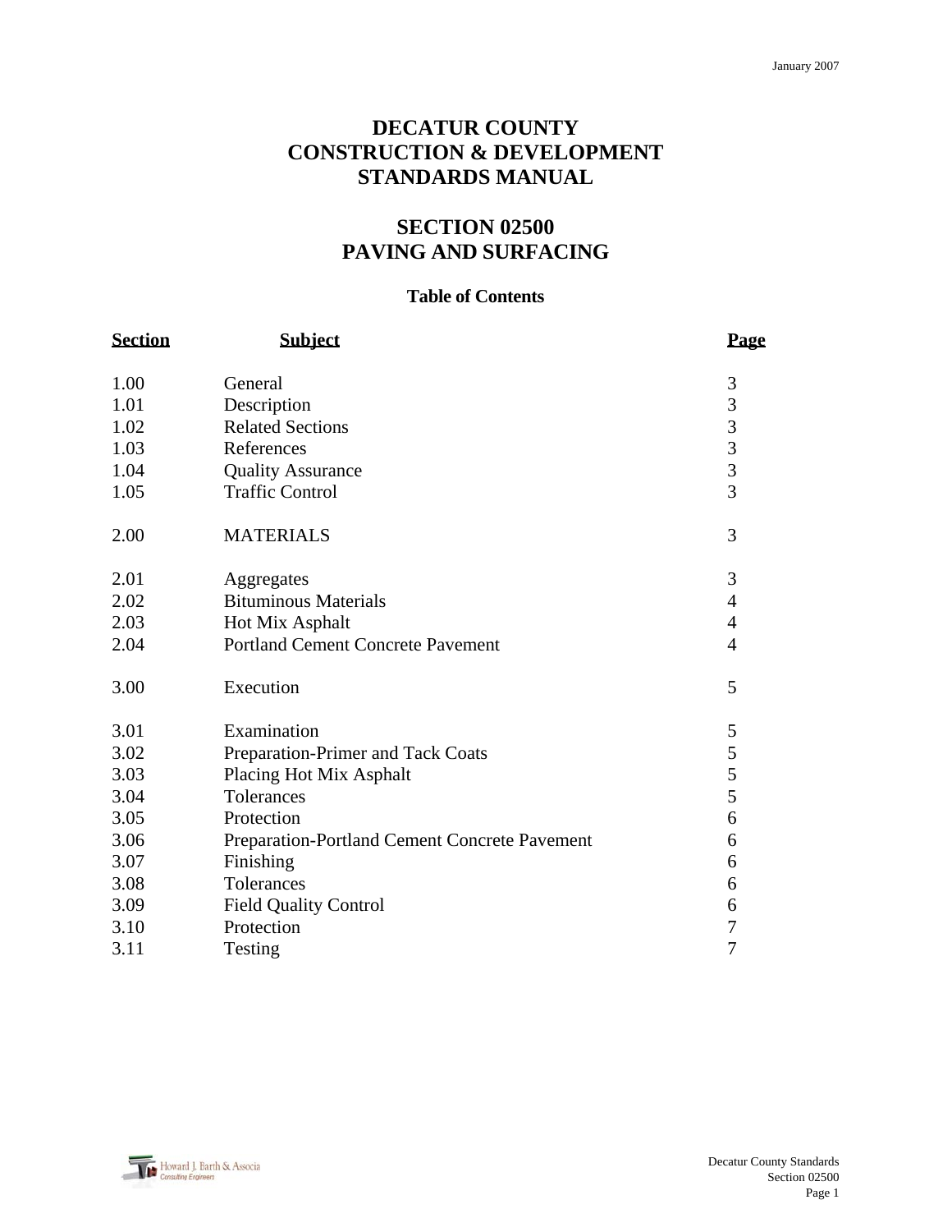January 2007

# DECATUR COUNTY CONSTRUCTION & DEVELOPMENT STANDARDS MANUAL

## SECTION 02500 PAVING AND SURFACING

### Table of Contents

| Section | Subject | Page |
|---|---|---|
| 1.00 | General | 3 |
| 1.01 | Description | 3 |
| 1.02 | Related Sections | 3 |
| 1.03 | References | 3 |
| 1.04 | Quality Assurance | 3 |
| 1.05 | Traffic Control | 3 |
| 2.00 | MATERIALS | 3 |
| 2.01 | Aggregates | 3 |
| 2.02 | Bituminous Materials | 4 |
| 2.03 | Hot Mix Asphalt | 4 |
| 2.04 | Portland Cement Concrete Pavement | 4 |
| 3.00 | Execution | 5 |
| 3.01 | Examination | 5 |
| 3.02 | Preparation-Primer and Tack Coats | 5 |
| 3.03 | Placing Hot Mix Asphalt | 5 |
| 3.04 | Tolerances | 5 |
| 3.05 | Protection | 6 |
| 3.06 | Preparation-Portland Cement Concrete Pavement | 6 |
| 3.07 | Finishing | 6 |
| 3.08 | Tolerances | 6 |
| 3.09 | Field Quality Control | 6 |
| 3.10 | Protection | 7 |
| 3.11 | Testing | 7 |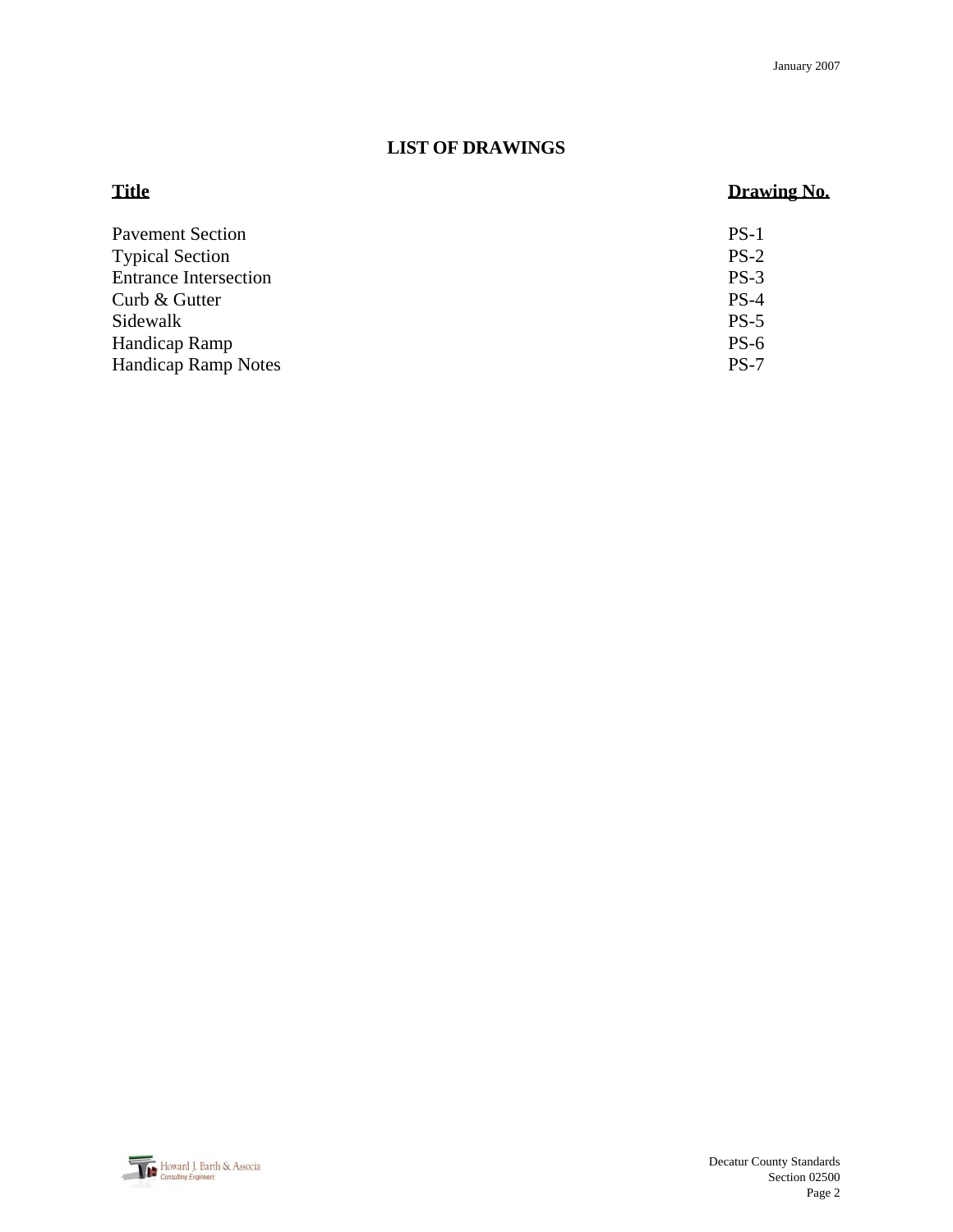## LIST OF DRAWINGS

| Title | Drawing No. |
| --- | --- |
| Pavement Section | PS-1 |
| Typical Section | PS-2 |
| Entrance Intersection | PS-3 |
| Curb & Gutter | PS-4 |
| Sidewalk | PS-5 |
| Handicap Ramp | PS-6 |
| Handicap Ramp Notes | PS-7 |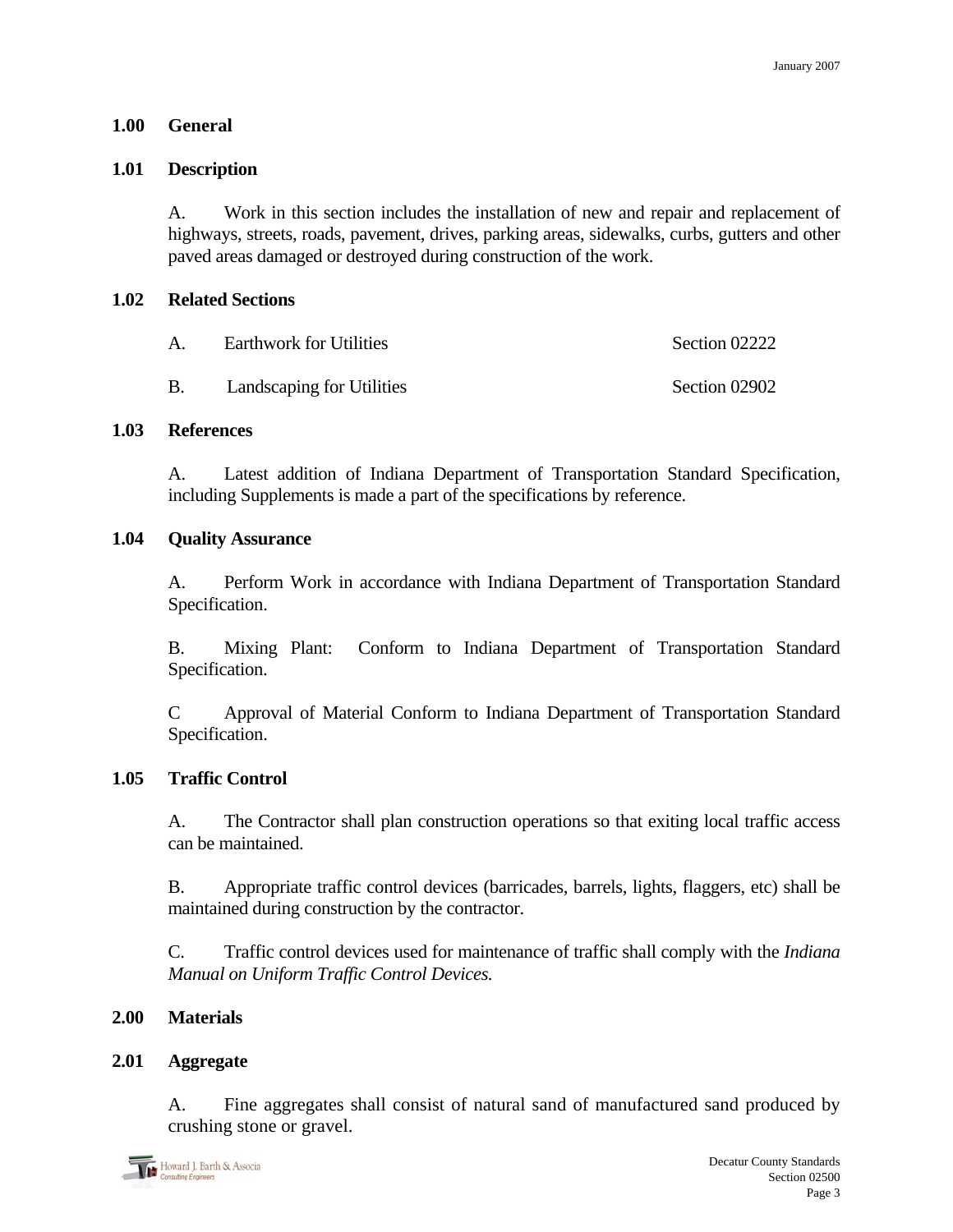## 1.00 General

### 1.01 Description

A. Work in this section includes the installation of new and repair and replacement of highways, streets, roads, pavement, drives, parking areas, sidewalks, curbs, gutters and other paved areas damaged or destroyed during construction of the work.

### 1.02 Related Sections

| | | |
|---|---|---|
| A. | Earthwork for Utilities | Section 02222 |
| B. | Landscaping for Utilities | Section 02902 |

### 1.03 References

A. Latest addition of Indiana Department of Transportation Standard Specification, including Supplements is made a part of the specifications by reference.

### 1.04 Quality Assurance

A. Perform Work in accordance with Indiana Department of Transportation Standard Specification.

B. Mixing Plant: Conform to Indiana Department of Transportation Standard Specification.

C Approval of Material Conform to Indiana Department of Transportation Standard Specification.

### 1.05 Traffic Control

A. The Contractor shall plan construction operations so that exiting local traffic access can be maintained.

B. Appropriate traffic control devices (barricades, barrels, lights, flaggers, etc) shall be maintained during construction by the contractor.

C. Traffic control devices used for maintenance of traffic shall comply with the *Indiana Manual on Uniform Traffic Control Devices.*

## 2.00 Materials

### 2.01 Aggregate

A. Fine aggregates shall consist of natural sand of manufactured sand produced by crushing stone or gravel.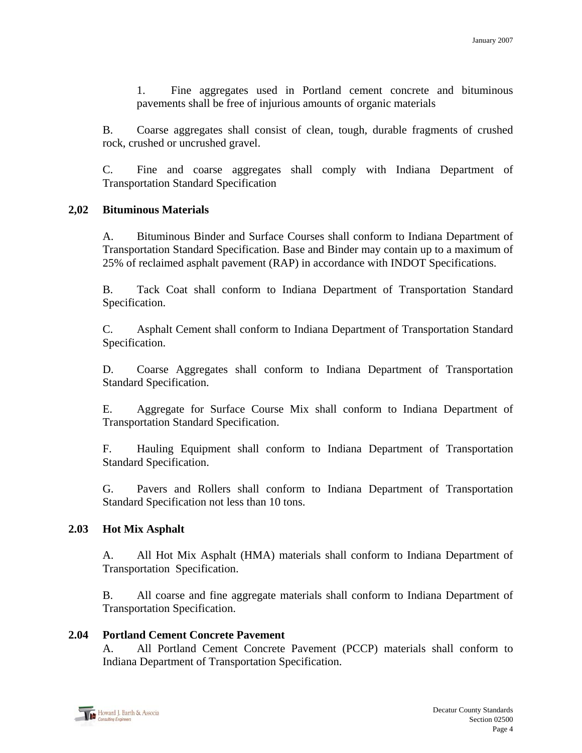1. Fine aggregates used in Portland cement concrete and bituminous pavements shall be free of injurious amounts of organic materials

B. Coarse aggregates shall consist of clean, tough, durable fragments of crushed rock, crushed or uncrushed gravel.

C. Fine and coarse aggregates shall comply with Indiana Department of Transportation Standard Specification

**2,02 Bituminous Materials**

A. Bituminous Binder and Surface Courses shall conform to Indiana Department of Transportation Standard Specification. Base and Binder may contain up to a maximum of 25% of reclaimed asphalt pavement (RAP) in accordance with INDOT Specifications.

B. Tack Coat shall conform to Indiana Department of Transportation Standard Specification.

C. Asphalt Cement shall conform to Indiana Department of Transportation Standard Specification.

D. Coarse Aggregates shall conform to Indiana Department of Transportation Standard Specification.

E. Aggregate for Surface Course Mix shall conform to Indiana Department of Transportation Standard Specification.

F. Hauling Equipment shall conform to Indiana Department of Transportation Standard Specification.

G. Pavers and Rollers shall conform to Indiana Department of Transportation Standard Specification not less than 10 tons.

**2.03 Hot Mix Asphalt**

A. All Hot Mix Asphalt (HMA) materials shall conform to Indiana Department of Transportation Specification.

B. All coarse and fine aggregate materials shall conform to Indiana Department of Transportation Specification.

**2.04 Portland Cement Concrete Pavement**

A. All Portland Cement Concrete Pavement (PCCP) materials shall conform to Indiana Department of Transportation Specification.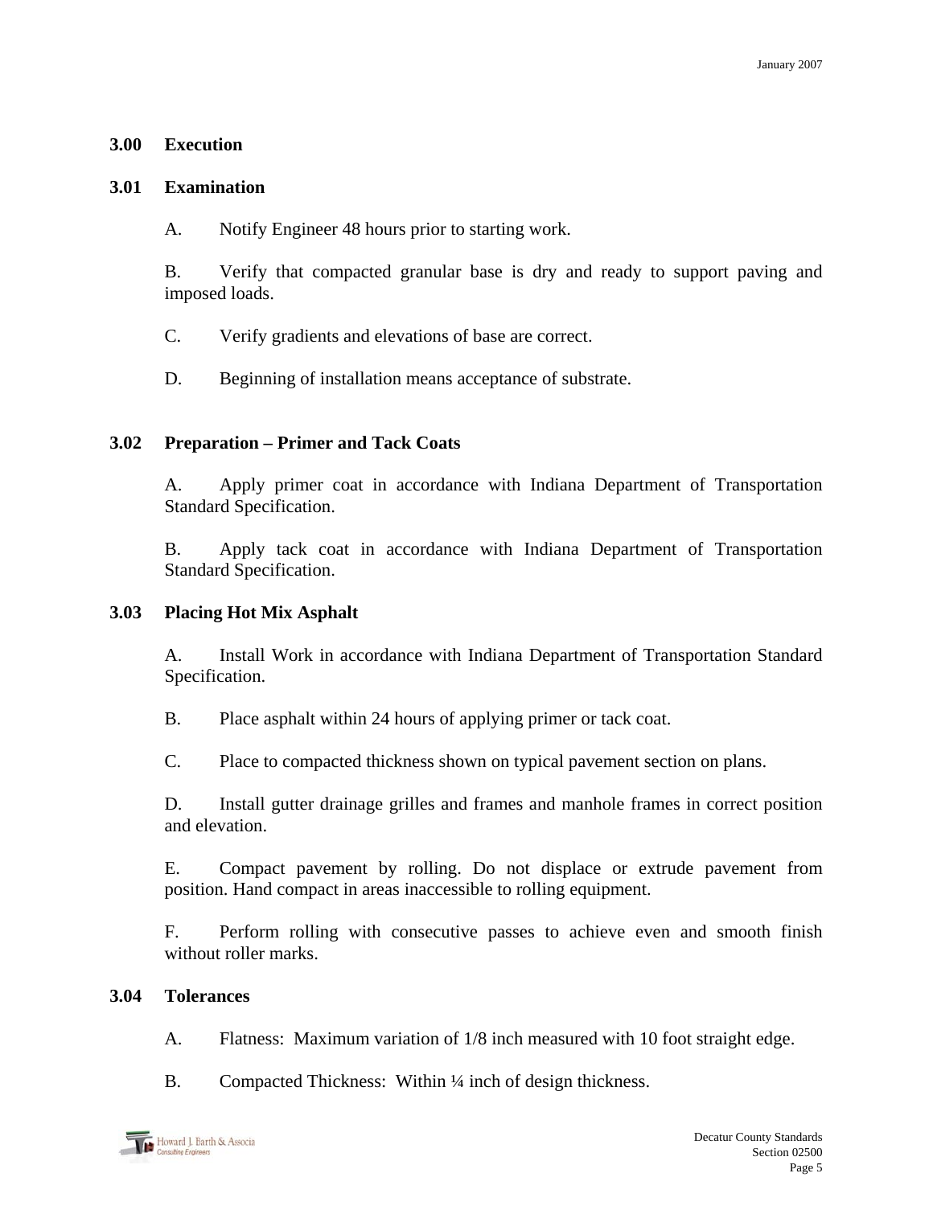## 3.00 Execution

### 3.01 Examination

A. Notify Engineer 48 hours prior to starting work.

B. Verify that compacted granular base is dry and ready to support paving and imposed loads.

C. Verify gradients and elevations of base are correct.

D. Beginning of installation means acceptance of substrate.

### 3.02 Preparation – Primer and Tack Coats

A. Apply primer coat in accordance with Indiana Department of Transportation Standard Specification.

B. Apply tack coat in accordance with Indiana Department of Transportation Standard Specification.

### 3.03 Placing Hot Mix Asphalt

A. Install Work in accordance with Indiana Department of Transportation Standard Specification.

B. Place asphalt within 24 hours of applying primer or tack coat.

C. Place to compacted thickness shown on typical pavement section on plans.

D. Install gutter drainage grilles and frames and manhole frames in correct position and elevation.

E. Compact pavement by rolling. Do not displace or extrude pavement from position. Hand compact in areas inaccessible to rolling equipment.

F. Perform rolling with consecutive passes to achieve even and smooth finish without roller marks.

### 3.04 Tolerances

A. Flatness: Maximum variation of 1/8 inch measured with 10 foot straight edge.

B. Compacted Thickness: Within ¼ inch of design thickness.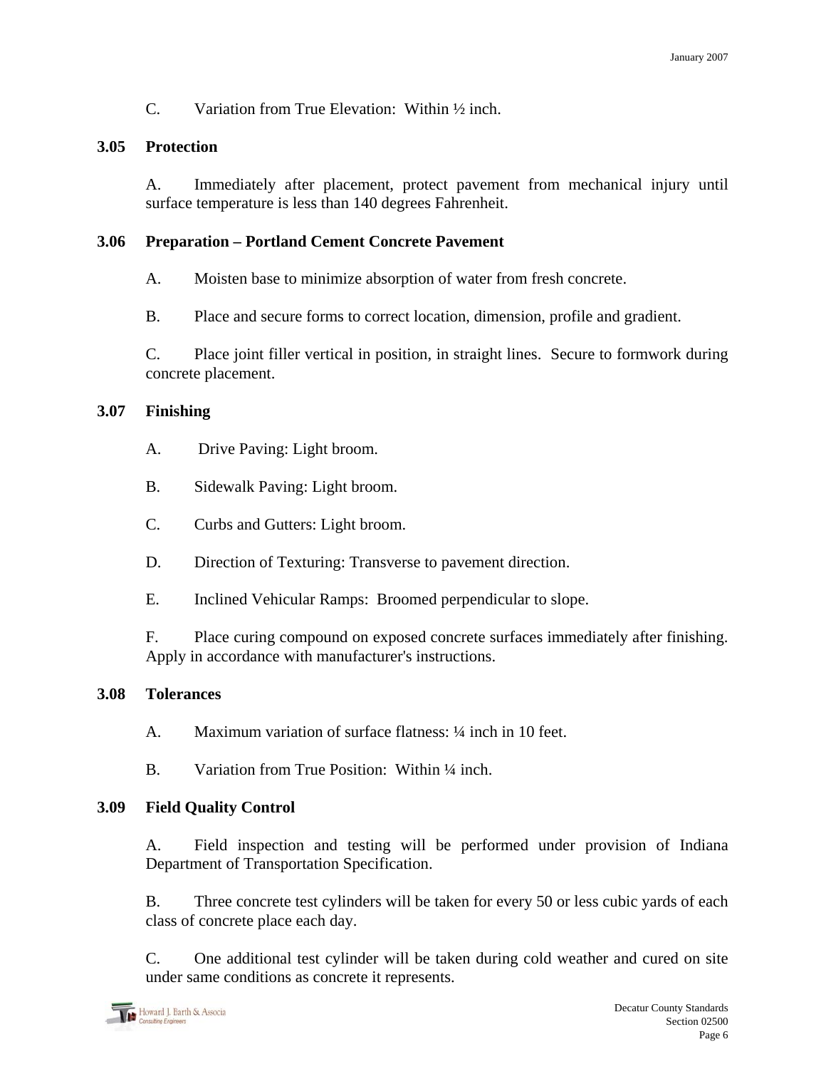C. Variation from True Elevation: Within ½ inch.

### 3.05 Protection

A. Immediately after placement, protect pavement from mechanical injury until surface temperature is less than 140 degrees Fahrenheit.

### 3.06 Preparation – Portland Cement Concrete Pavement

A. Moisten base to minimize absorption of water from fresh concrete.

B. Place and secure forms to correct location, dimension, profile and gradient.

C. Place joint filler vertical in position, in straight lines. Secure to formwork during concrete placement.

### 3.07 Finishing

A. Drive Paving: Light broom.

B. Sidewalk Paving: Light broom.

C. Curbs and Gutters: Light broom.

D. Direction of Texturing: Transverse to pavement direction.

E. Inclined Vehicular Ramps: Broomed perpendicular to slope.

F. Place curing compound on exposed concrete surfaces immediately after finishing. Apply in accordance with manufacturer's instructions.

### 3.08 Tolerances

A. Maximum variation of surface flatness: ¼ inch in 10 feet.

B. Variation from True Position: Within ¼ inch.

### 3.09 Field Quality Control

A. Field inspection and testing will be performed under provision of Indiana Department of Transportation Specification.

B. Three concrete test cylinders will be taken for every 50 or less cubic yards of each class of concrete place each day.

C. One additional test cylinder will be taken during cold weather and cured on site under same conditions as concrete it represents.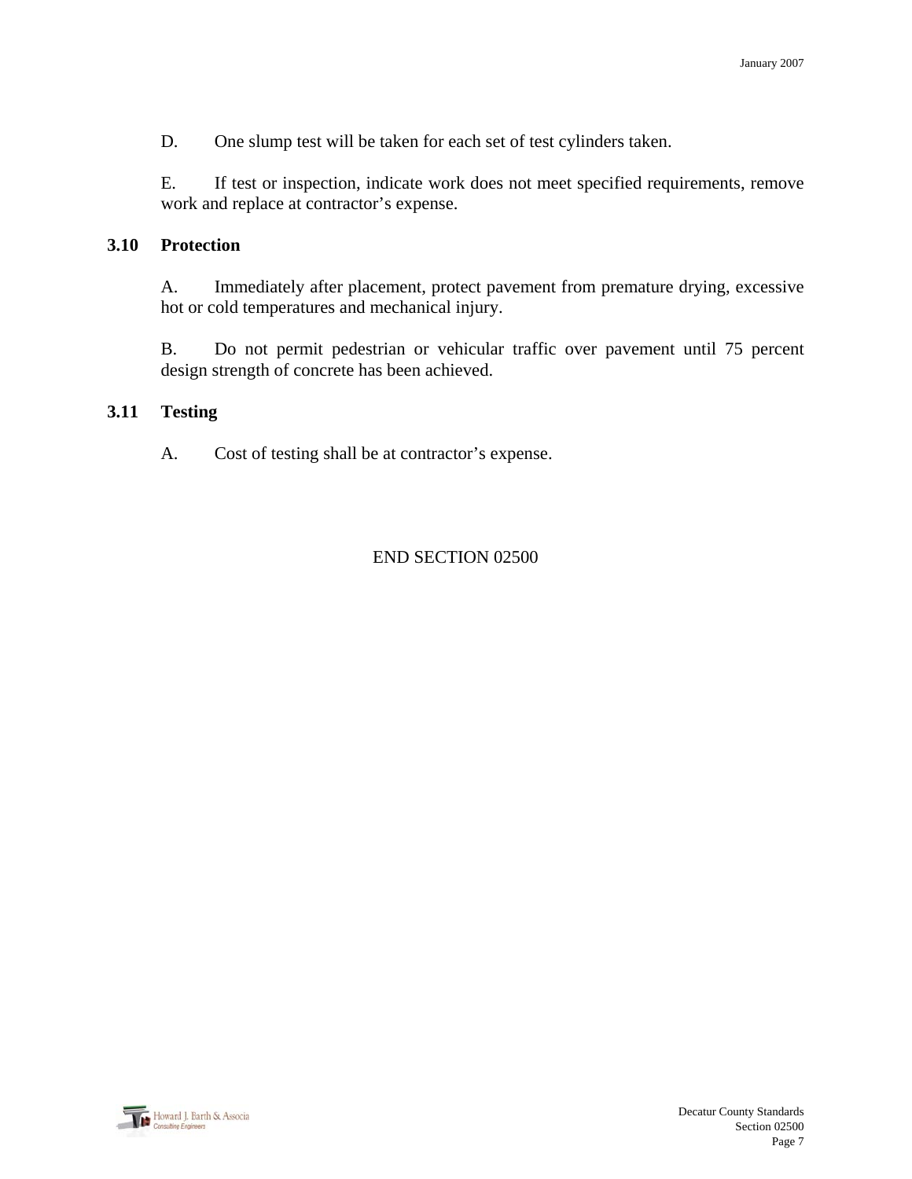D. One slump test will be taken for each set of test cylinders taken.

E. If test or inspection, indicate work does not meet specified requirements, remove work and replace at contractor’s expense.

## 3.10 Protection

A. Immediately after placement, protect pavement from premature drying, excessive hot or cold temperatures and mechanical injury.

B. Do not permit pedestrian or vehicular traffic over pavement until 75 percent design strength of concrete has been achieved.

## 3.11 Testing

A. Cost of testing shall be at contractor’s expense.

END SECTION 02500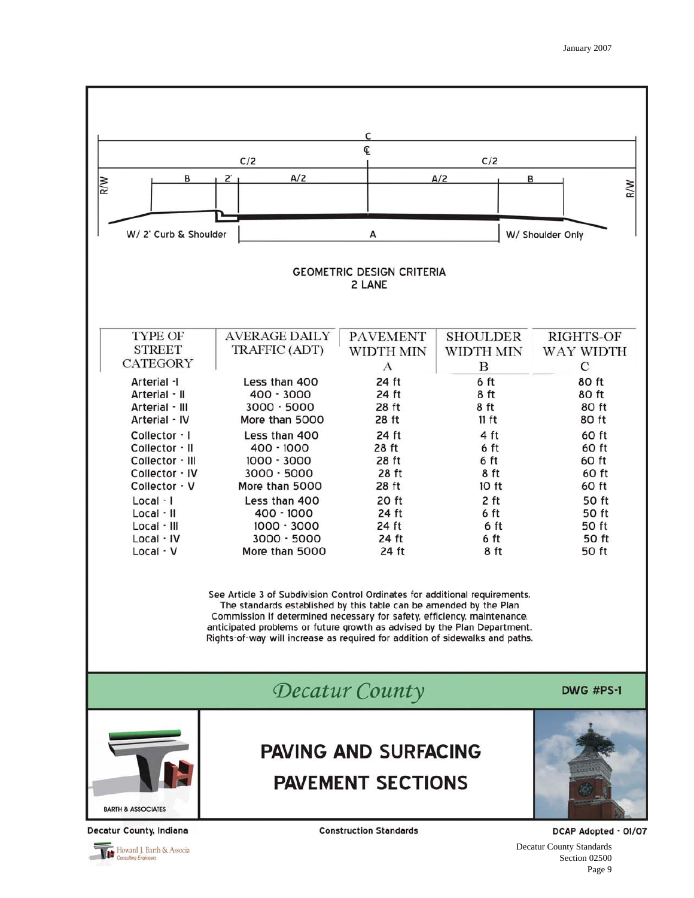C

℄

C/2 C/2

R/W B 2' A/2 A/2 B R/W

W/ 2' Curb & Shoulder A W/ Shoulder Only

## GEOMETRIC DESIGN CRITERIA
## 2 LANE

| TYPE OF STREET CATEGORY | AVERAGE DAILY TRAFFIC (ADT) | PAVEMENT WIDTH MIN A | SHOULDER WIDTH MIN B | RIGHTS-OF WAY WIDTH C |
|---|---|---|---|---|
| Arterial -I | Less than 400 | 24 ft | 6 ft | 80 ft |
| Arterial - II | 400 - 3000 | 24 ft | 8 ft | 80 ft |
| Arterial - III | 3000 - 5000 | 28 ft | 8 ft | 80 ft |
| Arterial - IV | More than 5000 | 28 ft | 11 ft | 80 ft |
| Collector - I | Less than 400 | 24 ft | 4 ft | 60 ft |
| Collector - II | 400 - 1000 | 28 ft | 6 ft | 60 ft |
| Collector - III | 1000 - 3000 | 28 ft | 6 ft | 60 ft |
| Collector - IV | 3000 - 5000 | 28 ft | 8 ft | 60 ft |
| Collector - V | More than 5000 | 28 ft | 10 ft | 60 ft |
| Local - I | Less than 400 | 20 ft | 2 ft | 50 ft |
| Local - II | 400 - 1000 | 24 ft | 6 ft | 50 ft |
| Local - III | 1000 - 3000 | 24 ft | 6 ft | 50 ft |
| Local - IV | 3000 - 5000 | 24 ft | 6 ft | 50 ft |
| Local - V | More than 5000 | 24 ft | 8 ft | 50 ft |

See Article 3 of Subdivision Control Ordinates for additional requirements. The standards established by this table can be amended by the Plan Commission if determined necessary for safety, efficiency, maintenance, anticipated problems or future growth as advised by the Plan Department. Rights-of-way will increase as required for addition of sidewalks and paths.

*Decatur County*

DWG #PS-1

BARTH & ASSOCIATES

# PAVING AND SURFACING
# PAVEMENT SECTIONS

Decatur County, Indiana | Construction Standards | DCAP Adopted - 01/07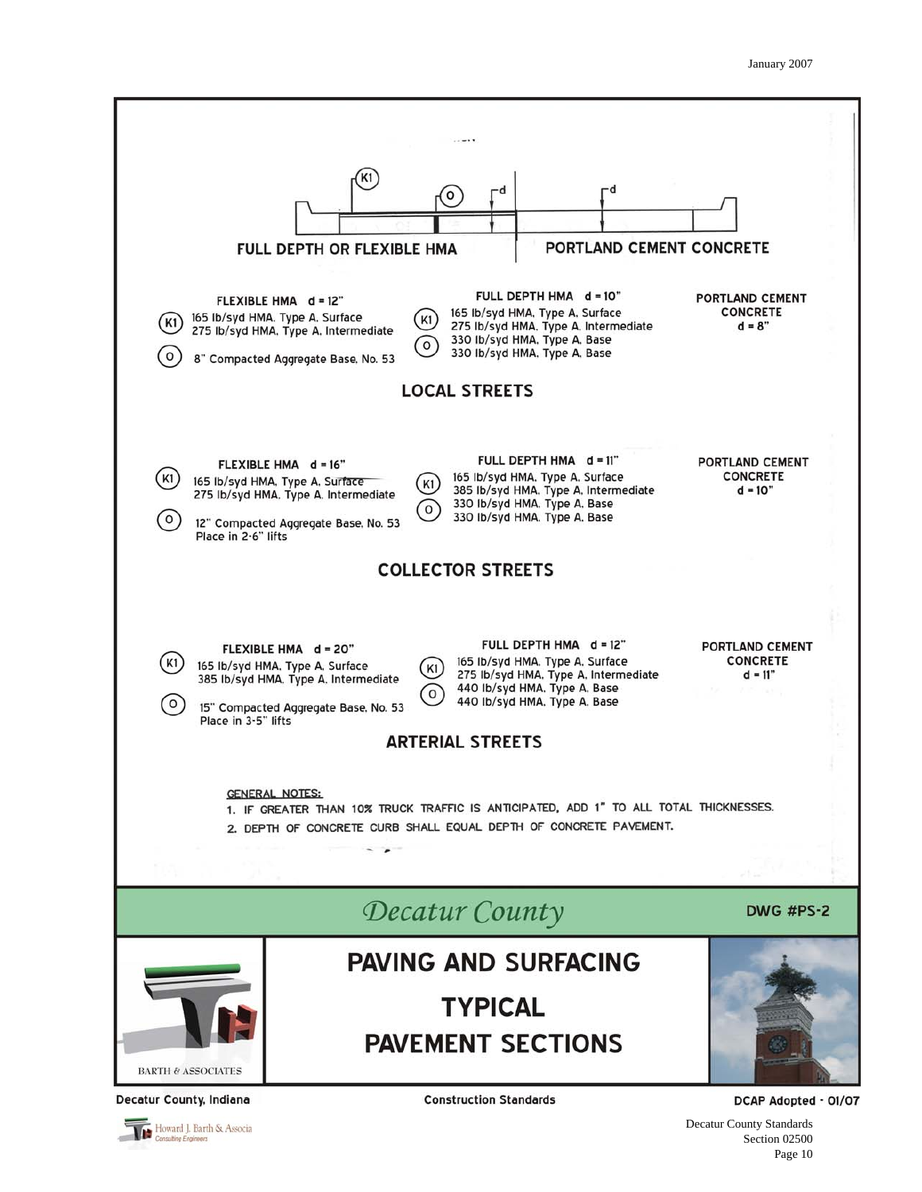FULL DEPTH OR FLEXIBLE HMA | PORTLAND CEMENT CONCRETE

### LOCAL STREETS

**FLEXIBLE HMA d = 12"**

- (K1) 165 lb/syd HMA, Type A, Surface
  275 lb/syd HMA, Type A, Intermediate
- (O) 8" Compacted Aggregate Base, No. 53

**FULL DEPTH HMA d = 10"**

- (K1) 165 lb/syd HMA, Type A, Surface
  275 lb/syd HMA, Type A, Intermediate
- (O) 330 lb/syd HMA, Type A, Base
  330 lb/syd HMA, Type A, Base

**PORTLAND CEMENT CONCRETE d = 8"**

### COLLECTOR STREETS

**FLEXIBLE HMA d = 16"**

- (K1) 165 lb/syd HMA, Type A, Surface
  275 lb/syd HMA, Type A, Intermediate
- (O) 12" Compacted Aggregate Base, No. 53
  Place in 2-6" lifts

**FULL DEPTH HMA d = 11"**

- (K1) 165 lb/syd HMA, Type A, Surface
  385 lb/syd HMA, Type A, Intermediate
- (O) 330 lb/syd HMA, Type A, Base
  330 lb/syd HMA, Type A, Base

**PORTLAND CEMENT CONCRETE d = 10"**

### ARTERIAL STREETS

**FLEXIBLE HMA d = 20"**

- (K1) 165 lb/syd HMA, Type A, Surface
  385 lb/syd HMA, Type A, Intermediate
- (O) 15" Compacted Aggregate Base, No. 53
  Place in 3-5" lifts

**FULL DEPTH HMA d = 12"**

- (K1) 165 lb/syd HMA, Type A, Surface
  275 lb/syd HMA, Type A, Intermediate
- (O) 440 lb/syd HMA, Type A, Base
  440 lb/syd HMA, Type A, Base

**PORTLAND CEMENT CONCRETE d = 11"**

GENERAL NOTES:

1. IF GREATER THAN 10% TRUCK TRAFFIC IS ANTICIPATED, ADD 1" TO ALL TOTAL THICKNESSES.
2. DEPTH OF CONCRETE CURB SHALL EQUAL DEPTH OF CONCRETE PAVEMENT.

*Decatur County* — DWG #PS-2

## PAVING AND SURFACING TYPICAL PAVEMENT SECTIONS

BARTH & ASSOCIATES

Decatur County, Indiana — Construction Standards — DCAP Adopted - 01/07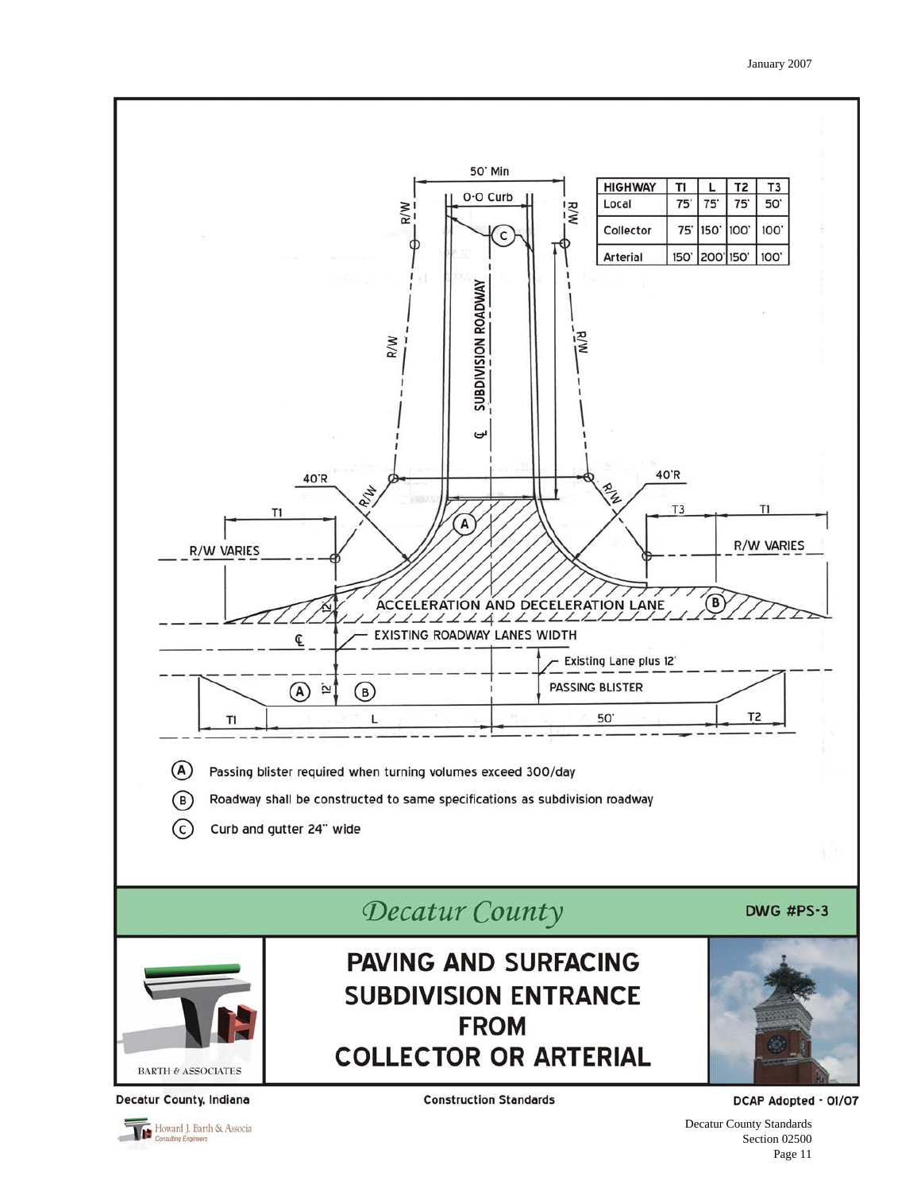| HIGHWAY | T1 | L | T2 | T3 |
| --- | --- | --- | --- | --- |
| Local | 75' | 75' | 75' | 50' |
| Collector | 75' | 150' | 100' | 100' |
| Arterial | 150' | 200' | 150' | 100' |

50' Min

O-O Curb

R/W

SUBDIVISION ROADWAY

40'R

R/W VARIES

ACCELERATION AND DECELERATION LANE

EXISTING ROADWAY LANES WIDTH

Existing Lane plus 12'

PASSING BLISTER

T1 L 50' T2

(A) Passing blister required when turning volumes exceed 300/day

(B) Roadway shall be constructed to same specifications as subdivision roadway

(C) Curb and gutter 24" wide

*Decatur County*

DWG #PS-3

# PAVING AND SURFACING SUBDIVISION ENTRANCE FROM COLLECTOR OR ARTERIAL

BARTH & ASSOCIATES

Decatur County, Indiana — Construction Standards — DCAP Adopted - 01/07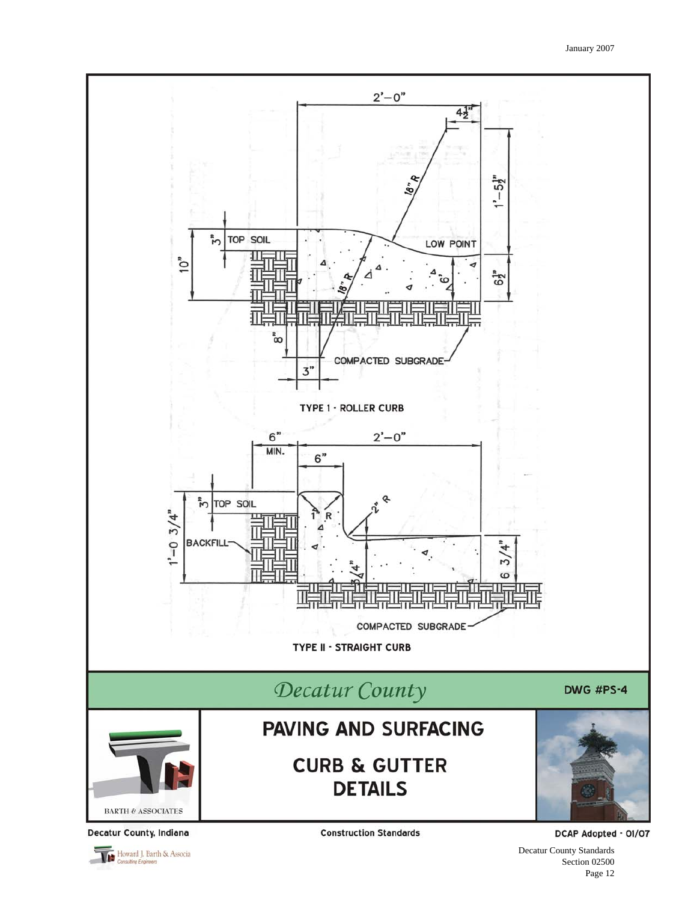2'–0"

4½"

18" R

1'–5½"

3"

TOP SOIL

LOW POINT

10"

18" R

6"

6½"

8"

COMPACTED SUBGRADE

3"

**TYPE 1 - ROLLER CURB**

6" MIN.

2'–0"

6"

3"

TOP SOIL

1" R

2" R

1'–0 3/4"

BACKFILL

6 3/4"

6 3/4"

COMPACTED SUBGRADE

**TYPE II - STRAIGHT CURB**

*Decatur County*

**DWG #PS-4**

BARTH & ASSOCIATES

# PAVING AND SURFACING

## CURB & GUTTER DETAILS

Decatur County, Indiana

Construction Standards

DCAP Adopted - 01/07

Howard J. Barth & Associates
Consulting Engineers

Decatur County Standards
Section 02500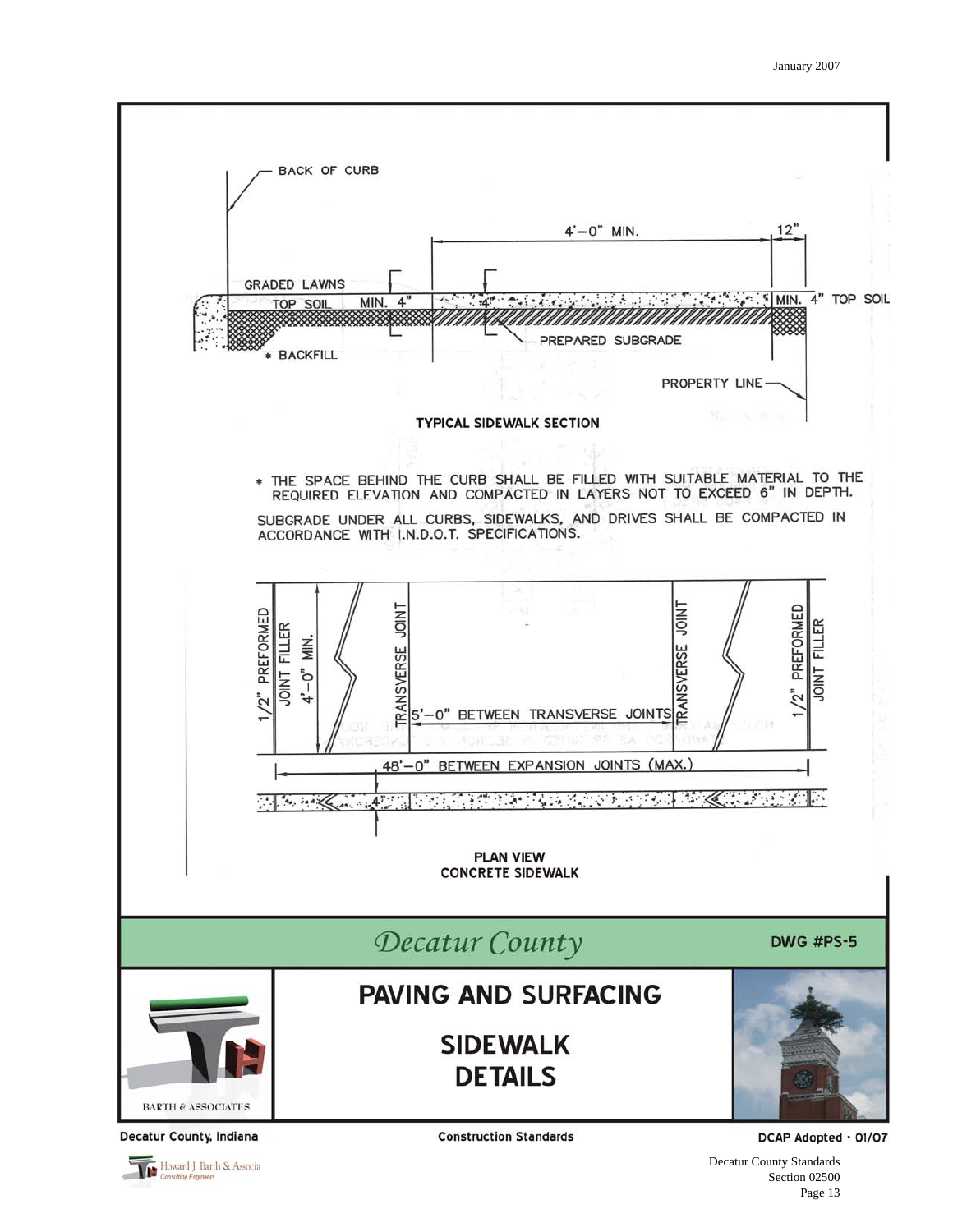BACK OF CURB

4'–0" MIN.

12"

GRADED LAWNS

TOP SOIL

MIN. 4"

4"

MIN. 4" TOP SOIL

PREPARED SUBGRADE

\* BACKFILL

PROPERTY LINE

**TYPICAL SIDEWALK SECTION**

\* THE SPACE BEHIND THE CURB SHALL BE FILLED WITH SUITABLE MATERIAL TO THE REQUIRED ELEVATION AND COMPACTED IN LAYERS NOT TO EXCEED 6" IN DEPTH.

SUBGRADE UNDER ALL CURBS, SIDEWALKS, AND DRIVES SHALL BE COMPACTED IN ACCORDANCE WITH I.N.D.O.T. SPECIFICATIONS.

1/2" PREFORMED JOINT FILLER

4'–0" MIN.

TRANSVERSE JOINT

5'–0" BETWEEN TRANSVERSE JOINTS

TRANSVERSE JOINT

1/2" PREFORMED JOINT FILLER

48'–0" BETWEEN EXPANSION JOINTS (MAX.)

4"

**PLAN VIEW**
**CONCRETE SIDEWALK**

*Decatur County*

**DWG #PS-5**

BARTH & ASSOCIATES

# PAVING AND SURFACING

## SIDEWALK DETAILS

**Decatur County, Indiana**

**Construction Standards**

**DCAP Adopted · 01/07**

Howard J. Barth & Associates
Consulting Engineers

Decatur County Standards
Section 02500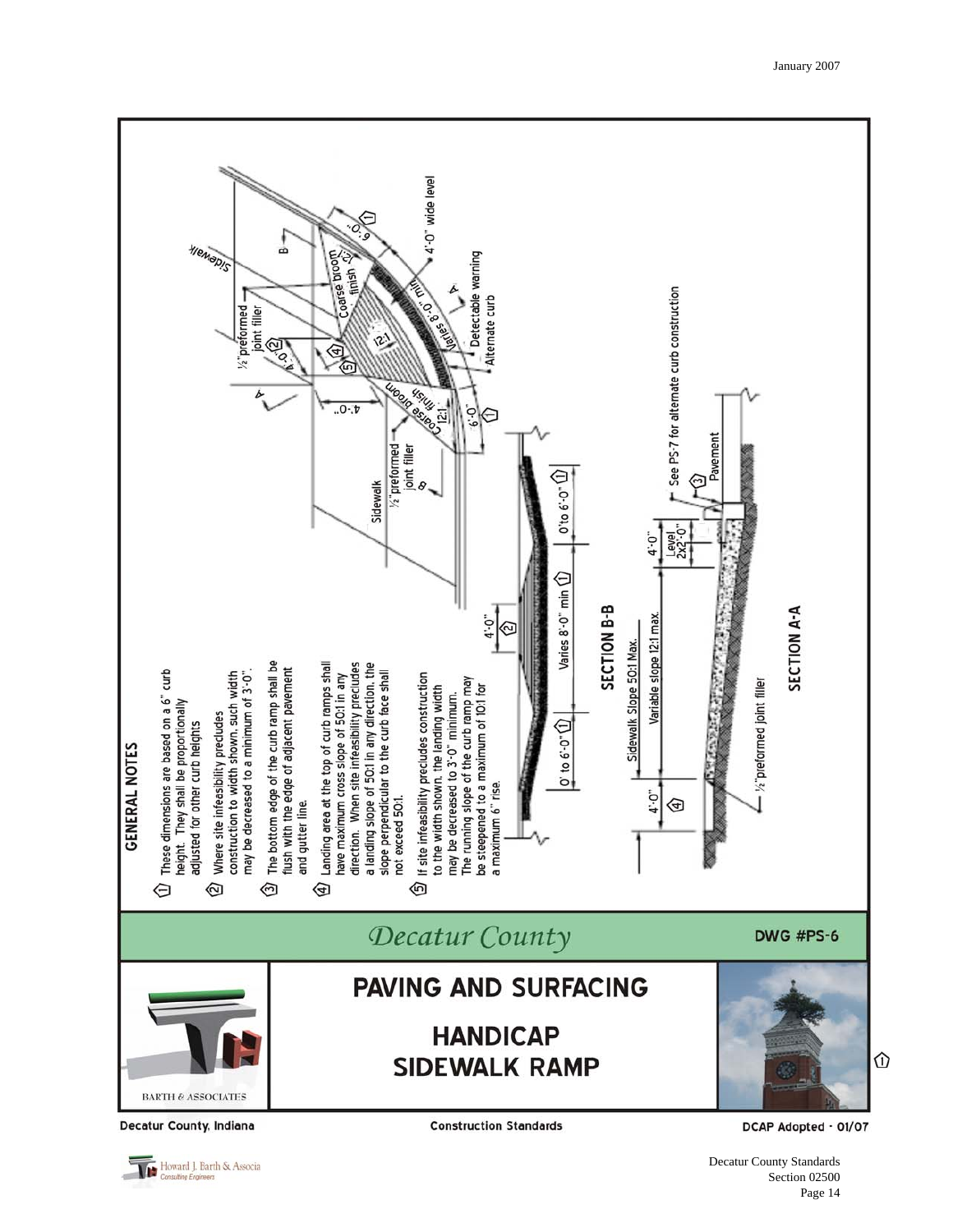## GENERAL NOTES

1. These dimensions are based on a 6" curb height. They shall be proportionally adjusted for other curb heights
2. Where site infeasibility precludes construction to width shown, such width may be decreased to a minimum of 3'-0".
3. The bottom edge of the curb ramp shall be flush with the edge of adjacent pavement and gutter line.
4. Landing area at the top of curb ramps shall have maximum cross slope of 50:1 in any direction. When site infeasibility precludes a landing slope of 50:1 in any direction, the slope perpendicular to the curb face shall not exceed 50:1.
5. If site infeasibility precludes construction to the width shown, the landing width may be decreased to 3'-0" minimum. The running slope of the curb ramp may be steepened to a maximum of 10:1 for a maximum 6" rise.

Sidewalk
½" preformed joint filler
Coarse broom finish
12:1
4'-0"
6'-0"
Varies 8'-0" min
4'-0" wide level
Detectable warning
Alternate curb

SECTION B-B

0' to 6'-0"
4'-0"
Varies 8'-0" min
0' to 6'-0"

SECTION A-A

4'-0"
Sidewalk Slope 50:1 Max.
Variable slope 12:1 max.
Level 2x2'-0"
Pavement
See PS-7 for alternate curb construction
½" preformed joint filler

*Decatur County*

DWG #PS-6

BARTH & ASSOCIATES

# PAVING AND SURFACING

## HANDICAP SIDEWALK RAMP

Decatur County, Indiana | Construction Standards | DCAP Adopted - 01/07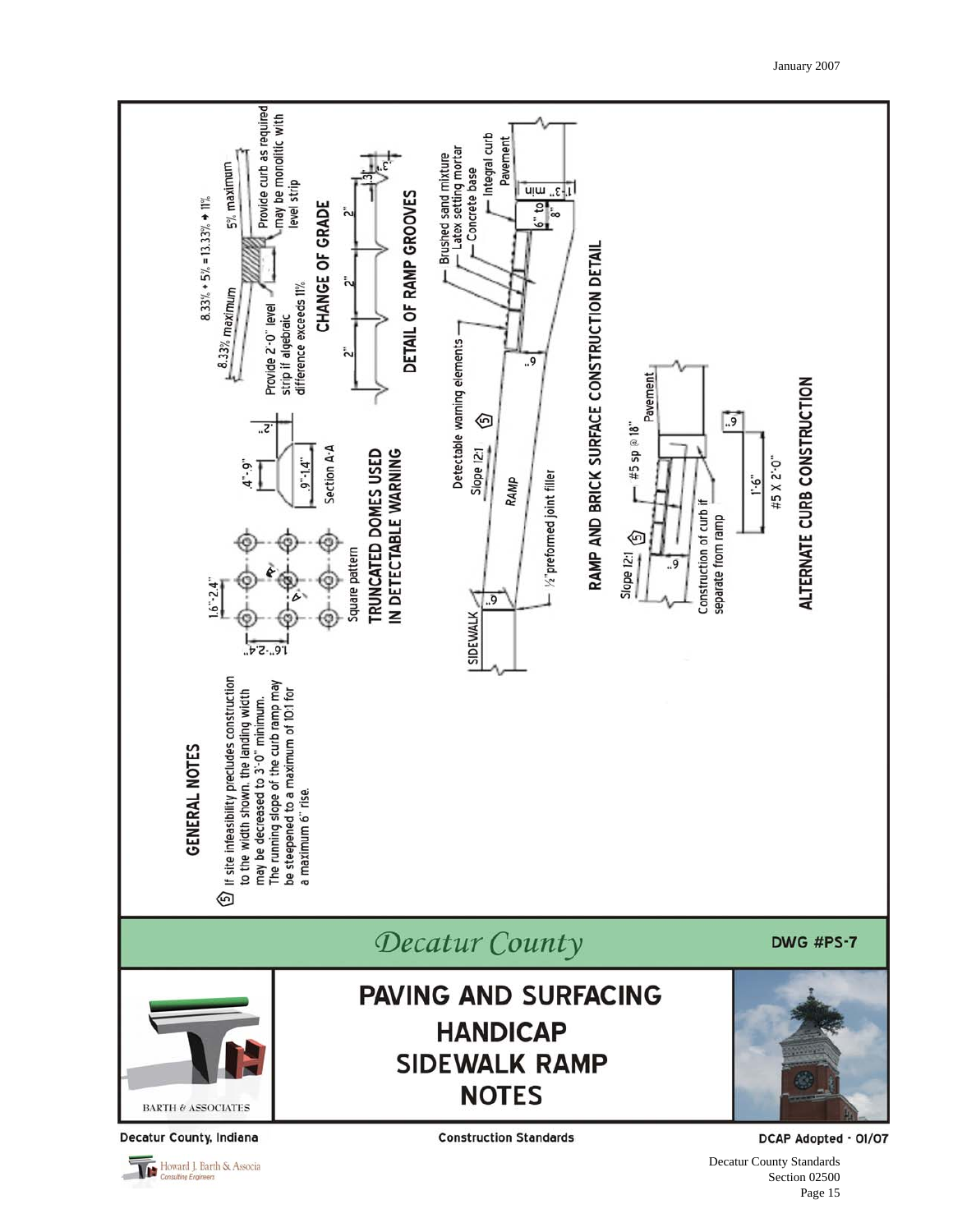# GENERAL NOTES

5. If site infeasibility precludes construction to the width shown, the landing width may be decreased to 3'-0" minimum. The running slope of the curb ramp may be steepened to a maximum of 10:1 for a maximum 6" rise.

1.6"-2.4"

1.6"-2.4"

A

A

Square pattern

.4"-.9"

.2"

.9"-1.4"

Section A-A

## TRUNCATED DOMES USED IN DETECTABLE WARNING

8.33% + 5% = 13.33% ♦ 11%

8.33% maximum

5% maximum

Provide 2'-0" level strip if algebraic difference exceeds 11%

Provide curb as required may be monolitic with level strip

## CHANGE OF GRADE

2"

2"

2"

.3"

.3"

## DETAIL OF RAMP GROOVES

Detectable warning elements

Brushed sand mixture

Latex setting mortar

Concrete base

Integral curb

Pavement

Slope 12:1 5

RAMP

SIDEWALK

.6"

.6"

.6"

6" to 8"

1'-3" min

½" preformed joint filler

## RAMP AND BRICK SURFACE CONSTRUCTION DETAIL

Slope 12:1 5

#5 sp @ 18"

Pavement

.6"

.6"

Construction of curb if separate from ramp

1'-6"

.6"

#5 X 2'-0"

## ALTERNATE CURB CONSTRUCTION

Decatur County

DWG #PS-7

BARTH & ASSOCIATES

# PAVING AND SURFACING HANDICAP SIDEWALK RAMP NOTES

Decatur County, Indiana

Construction Standards

DCAP Adopted - 01/07